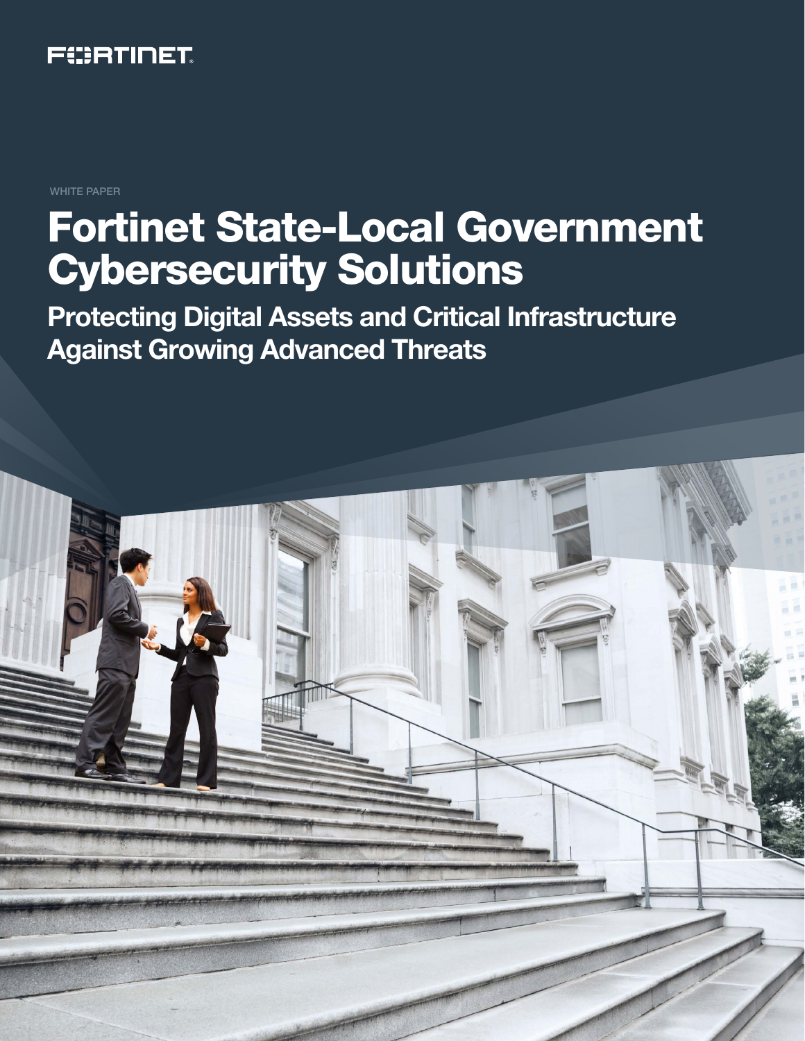FORTINET

WHITE PAPER

# Fortinet State-Local Government Cybersecurity Solutions

## Protecting Digital Assets and Critical Infrastructure Against Growing Advanced Threats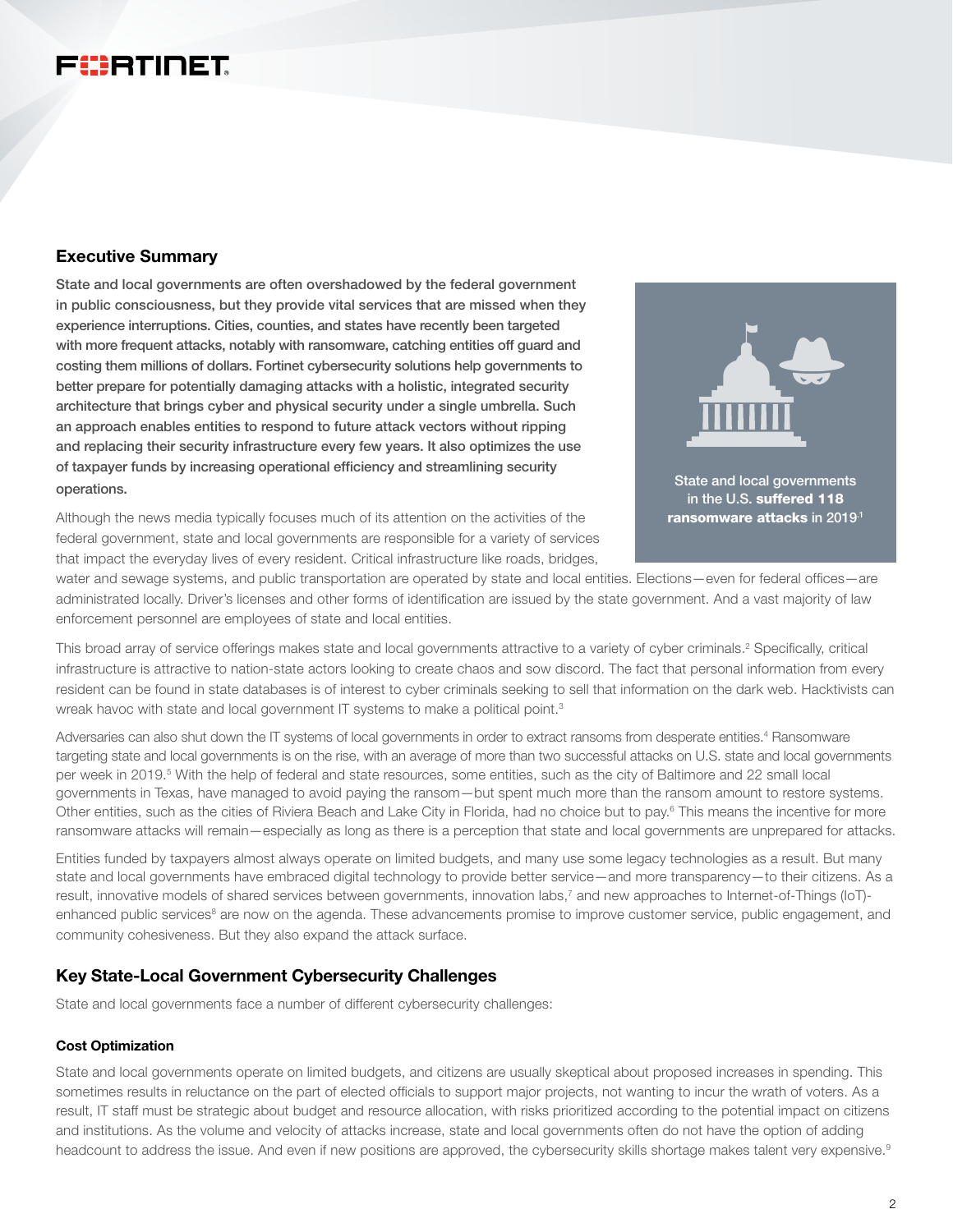## Executive Summary

**State and local governments are often overshadowed by the federal government in public consciousness, but they provide vital services that are missed when they experience interruptions. Cities, counties, and states have recently been targeted with more frequent attacks, notably with ransomware, catching entities off guard and costing them millions of dollars. Fortinet cybersecurity solutions help governments to better prepare for potentially damaging attacks with a holistic, integrated security architecture that brings cyber and physical security under a single umbrella. Such an approach enables entities to respond to future attack vectors without ripping and replacing their security infrastructure every few years. It also optimizes the use of taxpayer funds by increasing operational efficiency and streamlining security operations.**

State and local governments in the U.S. **suffered 118 ransomware attacks** in 2019.[1]

Although the news media typically focuses much of its attention on the activities of the federal government, state and local governments are responsible for a variety of services that impact the everyday lives of every resident. Critical infrastructure like roads, bridges, water and sewage systems, and public transportation are operated by state and local entities. Elections—even for federal offices—are administrated locally. Driver's licenses and other forms of identification are issued by the state government. And a vast majority of law enforcement personnel are employees of state and local entities.

This broad array of service offerings makes state and local governments attractive to a variety of cyber criminals.[2] Specifically, critical infrastructure is attractive to nation-state actors looking to create chaos and sow discord. The fact that personal information from every resident can be found in state databases is of interest to cyber criminals seeking to sell that information on the dark web. Hacktivists can wreak havoc with state and local government IT systems to make a political point.[3]

Adversaries can also shut down the IT systems of local governments in order to extract ransoms from desperate entities.[4] Ransomware targeting state and local governments is on the rise, with an average of more than two successful attacks on U.S. state and local governments per week in 2019.[5] With the help of federal and state resources, some entities, such as the city of Baltimore and 22 small local governments in Texas, have managed to avoid paying the ransom—but spent much more than the ransom amount to restore systems. Other entities, such as the cities of Riviera Beach and Lake City in Florida, had no choice but to pay.[6] This means the incentive for more ransomware attacks will remain—especially as long as there is a perception that state and local governments are unprepared for attacks.

Entities funded by taxpayers almost always operate on limited budgets, and many use some legacy technologies as a result. But many state and local governments have embraced digital technology to provide better service—and more transparency—to their citizens. As a result, innovative models of shared services between governments, innovation labs,[7] and new approaches to Internet-of-Things (IoT)-enhanced public services[8] are now on the agenda. These advancements promise to improve customer service, public engagement, and community cohesiveness. But they also expand the attack surface.

## Key State-Local Government Cybersecurity Challenges

State and local governments face a number of different cybersecurity challenges:

### Cost Optimization

State and local governments operate on limited budgets, and citizens are usually skeptical about proposed increases in spending. This sometimes results in reluctance on the part of elected officials to support major projects, not wanting to incur the wrath of voters. As a result, IT staff must be strategic about budget and resource allocation, with risks prioritized according to the potential impact on citizens and institutions. As the volume and velocity of attacks increase, state and local governments often do not have the option of adding headcount to address the issue. And even if new positions are approved, the cybersecurity skills shortage makes talent very expensive.[9]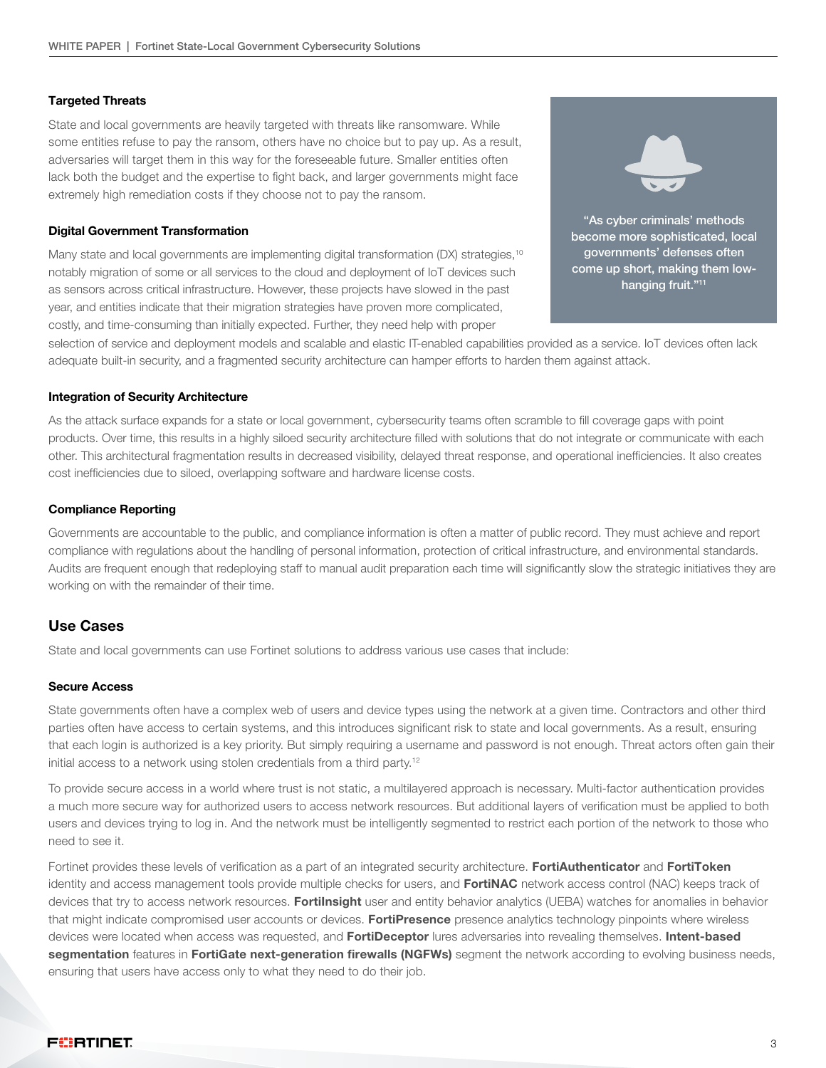### Targeted Threats

State and local governments are heavily targeted with threats like ransomware. While some entities refuse to pay the ransom, others have no choice but to pay up. As a result, adversaries will target them in this way for the foreseeable future. Smaller entities often lack both the budget and the expertise to fight back, and larger governments might face extremely high remediation costs if they choose not to pay the ransom.

> "As cyber criminals' methods become more sophisticated, local governments' defenses often come up short, making them low-hanging fruit."[11]

### Digital Government Transformation

Many state and local governments are implementing digital transformation (DX) strategies,[10] notably migration of some or all services to the cloud and deployment of IoT devices such as sensors across critical infrastructure. However, these projects have slowed in the past year, and entities indicate that their migration strategies have proven more complicated, costly, and time-consuming than initially expected. Further, they need help with proper selection of service and deployment models and scalable and elastic IT-enabled capabilities provided as a service. IoT devices often lack adequate built-in security, and a fragmented security architecture can hamper efforts to harden them against attack.

### Integration of Security Architecture

As the attack surface expands for a state or local government, cybersecurity teams often scramble to fill coverage gaps with point products. Over time, this results in a highly siloed security architecture filled with solutions that do not integrate or communicate with each other. This architectural fragmentation results in decreased visibility, delayed threat response, and operational inefficiencies. It also creates cost inefficiencies due to siloed, overlapping software and hardware license costs.

### Compliance Reporting

Governments are accountable to the public, and compliance information is often a matter of public record. They must achieve and report compliance with regulations about the handling of personal information, protection of critical infrastructure, and environmental standards. Audits are frequent enough that redeploying staff to manual audit preparation each time will significantly slow the strategic initiatives they are working on with the remainder of their time.

## Use Cases

State and local governments can use Fortinet solutions to address various use cases that include:

### Secure Access

State governments often have a complex web of users and device types using the network at a given time. Contractors and other third parties often have access to certain systems, and this introduces significant risk to state and local governments. As a result, ensuring that each login is authorized is a key priority. But simply requiring a username and password is not enough. Threat actors often gain their initial access to a network using stolen credentials from a third party.[12]

To provide secure access in a world where trust is not static, a multilayered approach is necessary. Multi-factor authentication provides a much more secure way for authorized users to access network resources. But additional layers of verification must be applied to both users and devices trying to log in. And the network must be intelligently segmented to restrict each portion of the network to those who need to see it.

Fortinet provides these levels of verification as a part of an integrated security architecture. **FortiAuthenticator** and **FortiToken** identity and access management tools provide multiple checks for users, and **FortiNAC** network access control (NAC) keeps track of devices that try to access network resources. **FortiInsight** user and entity behavior analytics (UEBA) watches for anomalies in behavior that might indicate compromised user accounts or devices. **FortiPresence** presence analytics technology pinpoints where wireless devices were located when access was requested, and **FortiDeceptor** lures adversaries into revealing themselves. **Intent-based segmentation** features in **FortiGate next-generation firewalls (NGFWs)** segment the network according to evolving business needs, ensuring that users have access only to what they need to do their job.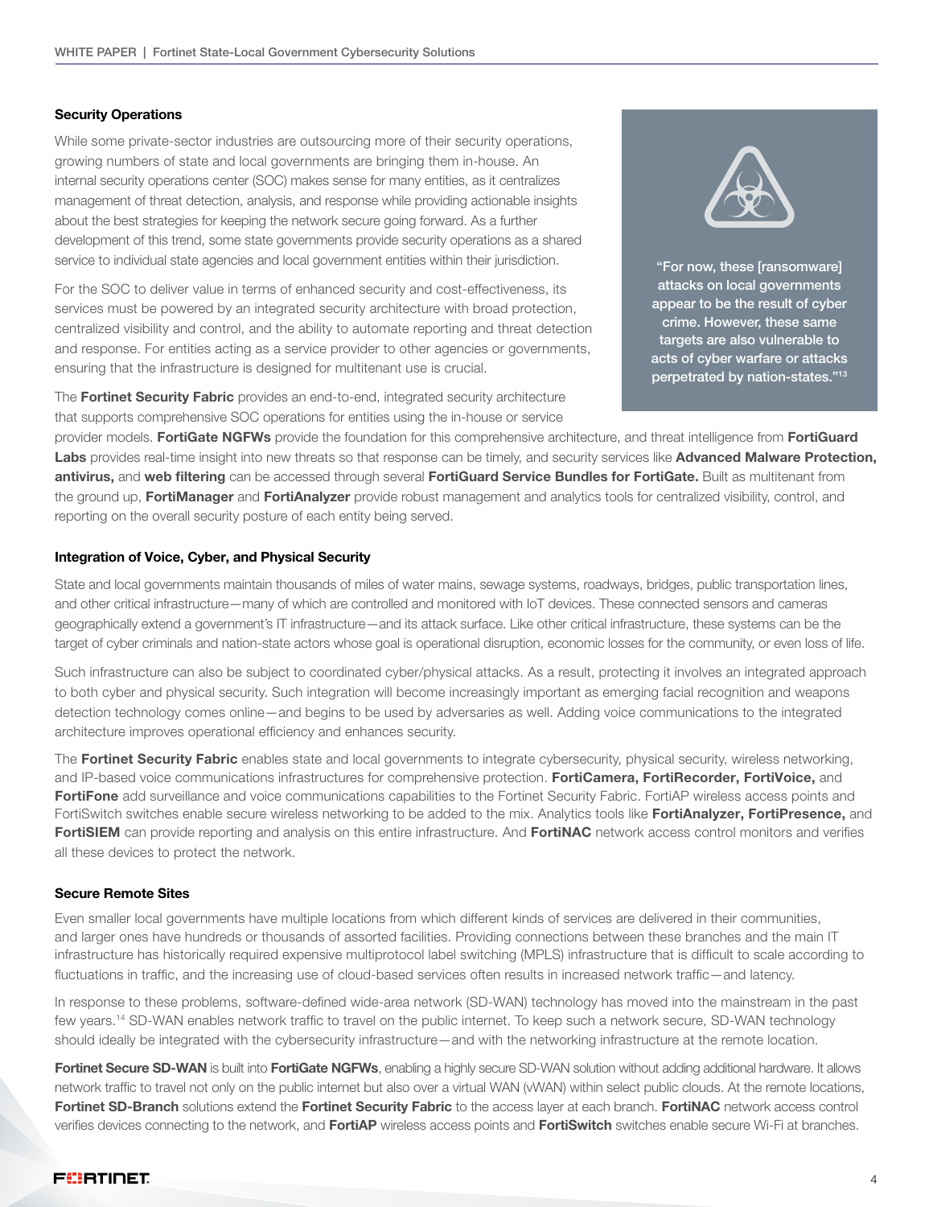### Security Operations

While some private-sector industries are outsourcing more of their security operations, growing numbers of state and local governments are bringing them in-house. An internal security operations center (SOC) makes sense for many entities, as it centralizes management of threat detection, analysis, and response while providing actionable insights about the best strategies for keeping the network secure going forward. As a further development of this trend, some state governments provide security operations as a shared service to individual state agencies and local government entities within their jurisdiction.

For the SOC to deliver value in terms of enhanced security and cost-effectiveness, its services must be powered by an integrated security architecture with broad protection, centralized visibility and control, and the ability to automate reporting and threat detection and response. For entities acting as a service provider to other agencies or governments, ensuring that the infrastructure is designed for multitenant use is crucial.

> "For now, these [ransomware] attacks on local governments appear to be the result of cyber crime. However, these same targets are also vulnerable to acts of cyber warfare or attacks perpetrated by nation-states."[13]

The **Fortinet Security Fabric** provides an end-to-end, integrated security architecture that supports comprehensive SOC operations for entities using the in-house or service provider models. **FortiGate NGFWs** provide the foundation for this comprehensive architecture, and threat intelligence from **FortiGuard Labs** provides real-time insight into new threats so that response can be timely, and security services like **Advanced Malware Protection, antivirus,** and **web filtering** can be accessed through several **FortiGuard Service Bundles for FortiGate.** Built as multitenant from the ground up, **FortiManager** and **FortiAnalyzer** provide robust management and analytics tools for centralized visibility, control, and reporting on the overall security posture of each entity being served.

### Integration of Voice, Cyber, and Physical Security

State and local governments maintain thousands of miles of water mains, sewage systems, roadways, bridges, public transportation lines, and other critical infrastructure—many of which are controlled and monitored with IoT devices. These connected sensors and cameras geographically extend a government's IT infrastructure—and its attack surface. Like other critical infrastructure, these systems can be the target of cyber criminals and nation-state actors whose goal is operational disruption, economic losses for the community, or even loss of life.

Such infrastructure can also be subject to coordinated cyber/physical attacks. As a result, protecting it involves an integrated approach to both cyber and physical security. Such integration will become increasingly important as emerging facial recognition and weapons detection technology comes online—and begins to be used by adversaries as well. Adding voice communications to the integrated architecture improves operational efficiency and enhances security.

The **Fortinet Security Fabric** enables state and local governments to integrate cybersecurity, physical security, wireless networking, and IP-based voice communications infrastructures for comprehensive protection. **FortiCamera, FortiRecorder, FortiVoice,** and **FortiFone** add surveillance and voice communications capabilities to the Fortinet Security Fabric. FortiAP wireless access points and FortiSwitch switches enable secure wireless networking to be added to the mix. Analytics tools like **FortiAnalyzer, FortiPresence,** and **FortiSIEM** can provide reporting and analysis on this entire infrastructure. And **FortiNAC** network access control monitors and verifies all these devices to protect the network.

### Secure Remote Sites

Even smaller local governments have multiple locations from which different kinds of services are delivered in their communities, and larger ones have hundreds or thousands of assorted facilities. Providing connections between these branches and the main IT infrastructure has historically required expensive multiprotocol label switching (MPLS) infrastructure that is difficult to scale according to fluctuations in traffic, and the increasing use of cloud-based services often results in increased network traffic—and latency.

In response to these problems, software-defined wide-area network (SD-WAN) technology has moved into the mainstream in the past few years.[14] SD-WAN enables network traffic to travel on the public internet. To keep such a network secure, SD-WAN technology should ideally be integrated with the cybersecurity infrastructure—and with the networking infrastructure at the remote location.

**Fortinet Secure SD-WAN** is built into **FortiGate NGFWs**, enabling a highly secure SD-WAN solution without adding additional hardware. It allows network traffic to travel not only on the public internet but also over a virtual WAN (vWAN) within select public clouds. At the remote locations, **Fortinet SD-Branch** solutions extend the **Fortinet Security Fabric** to the access layer at each branch. **FortiNAC** network access control verifies devices connecting to the network, and **FortiAP** wireless access points and **FortiSwitch** switches enable secure Wi-Fi at branches.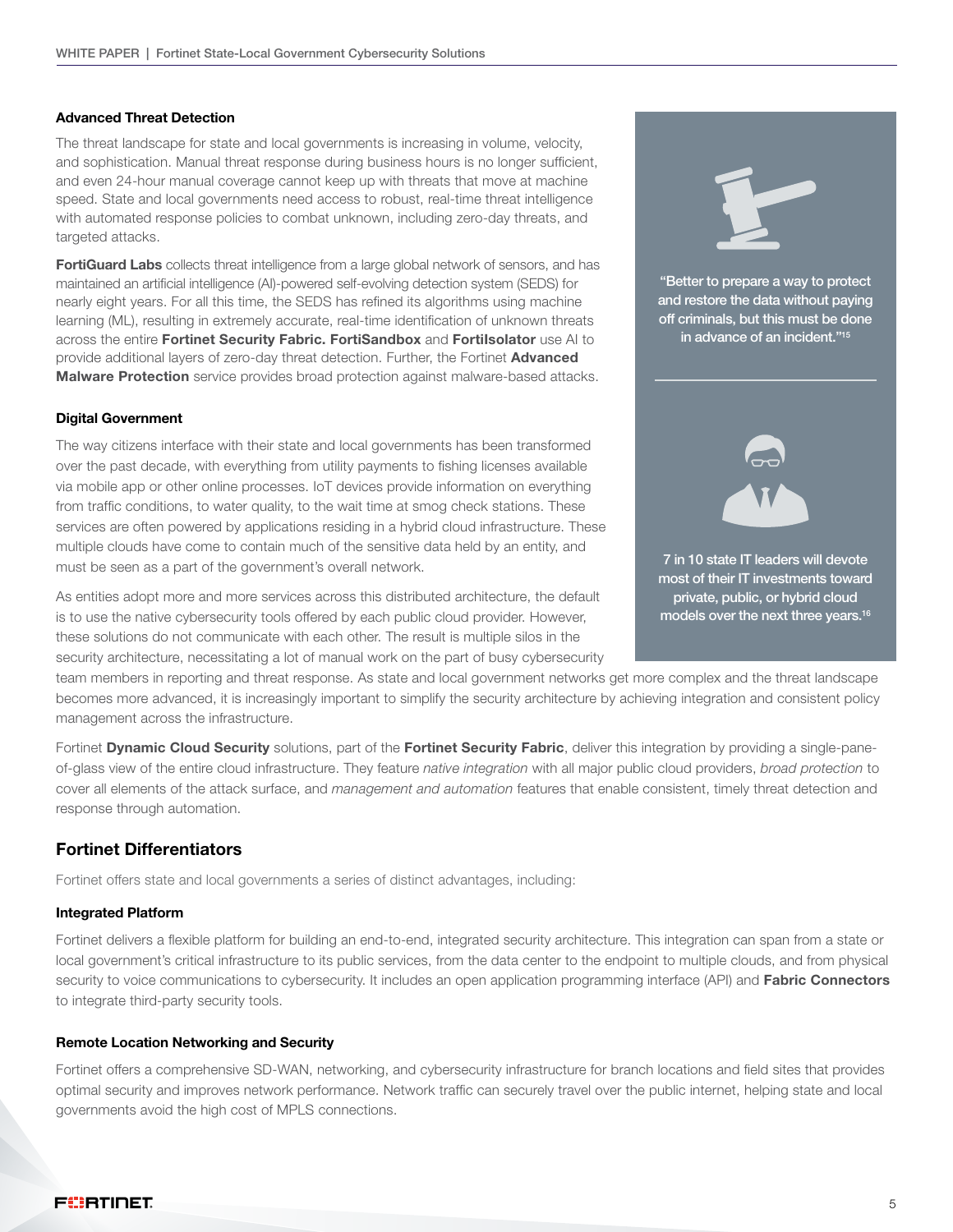### Advanced Threat Detection

The threat landscape for state and local governments is increasing in volume, velocity, and sophistication. Manual threat response during business hours is no longer sufficient, and even 24-hour manual coverage cannot keep up with threats that move at machine speed. State and local governments need access to robust, real-time threat intelligence with automated response policies to combat unknown, including zero-day threats, and targeted attacks.

**FortiGuard Labs** collects threat intelligence from a large global network of sensors, and has maintained an artificial intelligence (AI)-powered self-evolving detection system (SEDS) for nearly eight years. For all this time, the SEDS has refined its algorithms using machine learning (ML), resulting in extremely accurate, real-time identification of unknown threats across the entire **Fortinet Security Fabric. FortiSandbox** and **FortiIsolator** use AI to provide additional layers of zero-day threat detection. Further, the Fortinet **Advanced Malware Protection** service provides broad protection against malware-based attacks.

> "Better to prepare a way to protect and restore the data without paying off criminals, but this must be done in advance of an incident."[15]

> 7 in 10 state IT leaders will devote most of their IT investments toward private, public, or hybrid cloud models over the next three years.[16]

### Digital Government

The way citizens interface with their state and local governments has been transformed over the past decade, with everything from utility payments to fishing licenses available via mobile app or other online processes. IoT devices provide information on everything from traffic conditions, to water quality, to the wait time at smog check stations. These services are often powered by applications residing in a hybrid cloud infrastructure. These multiple clouds have come to contain much of the sensitive data held by an entity, and must be seen as a part of the government's overall network.

As entities adopt more and more services across this distributed architecture, the default is to use the native cybersecurity tools offered by each public cloud provider. However, these solutions do not communicate with each other. The result is multiple silos in the security architecture, necessitating a lot of manual work on the part of busy cybersecurity team members in reporting and threat response. As state and local government networks get more complex and the threat landscape becomes more advanced, it is increasingly important to simplify the security architecture by achieving integration and consistent policy management across the infrastructure.

Fortinet **Dynamic Cloud Security** solutions, part of the **Fortinet Security Fabric**, deliver this integration by providing a single-pane-of-glass view of the entire cloud infrastructure. They feature *native integration* with all major public cloud providers, *broad protection* to cover all elements of the attack surface, and *management and automation* features that enable consistent, timely threat detection and response through automation.

## Fortinet Differentiators

Fortinet offers state and local governments a series of distinct advantages, including:

### Integrated Platform

Fortinet delivers a flexible platform for building an end-to-end, integrated security architecture. This integration can span from a state or local government's critical infrastructure to its public services, from the data center to the endpoint to multiple clouds, and from physical security to voice communications to cybersecurity. It includes an open application programming interface (API) and **Fabric Connectors** to integrate third-party security tools.

### Remote Location Networking and Security

Fortinet offers a comprehensive SD-WAN, networking, and cybersecurity infrastructure for branch locations and field sites that provides optimal security and improves network performance. Network traffic can securely travel over the public internet, helping state and local governments avoid the high cost of MPLS connections.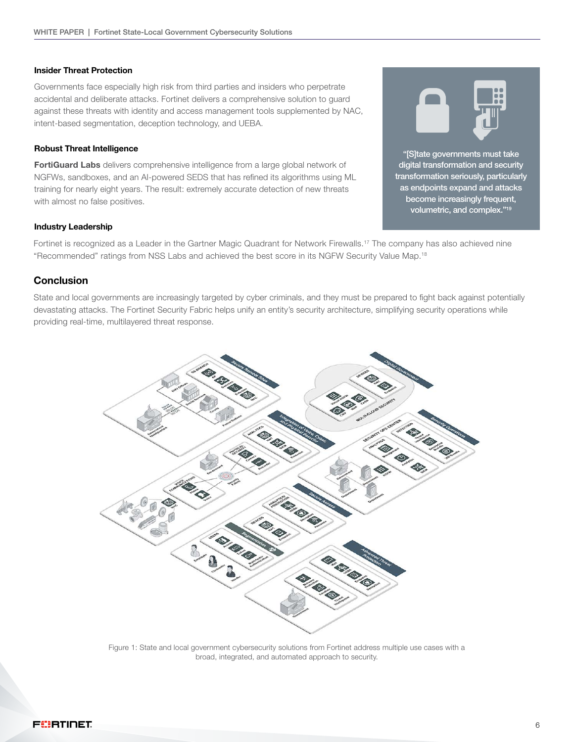### Insider Threat Protection

Governments face especially high risk from third parties and insiders who perpetrate accidental and deliberate attacks. Fortinet delivers a comprehensive solution to guard against these threats with identity and access management tools supplemented by NAC, intent-based segmentation, deception technology, and UEBA.

### Robust Threat Intelligence

**FortiGuard Labs** delivers comprehensive intelligence from a large global network of NGFWs, sandboxes, and an AI-powered SEDS that has refined its algorithms using ML training for nearly eight years. The result: extremely accurate detection of new threats with almost no false positives.

> "[S]tate governments must take digital transformation and security transformation seriously, particularly as endpoints expand and attacks become increasingly frequent, volumetric, and complex."[19]

### Industry Leadership

Fortinet is recognized as a Leader in the Gartner Magic Quadrant for Network Firewalls.[17] The company has also achieved nine "Recommended" ratings from NSS Labs and achieved the best score in its NGFW Security Value Map.[18]

## Conclusion

State and local governments are increasingly targeted by cyber criminals, and they must be prepared to fight back against potentially devastating attacks. The Fortinet Security Fabric helps unify an entity's security architecture, simplifying security operations while providing real-time, multilayered threat response.

Figure 1: State and local government cybersecurity solutions from Fortinet address multiple use cases with a broad, integrated, and automated approach to security.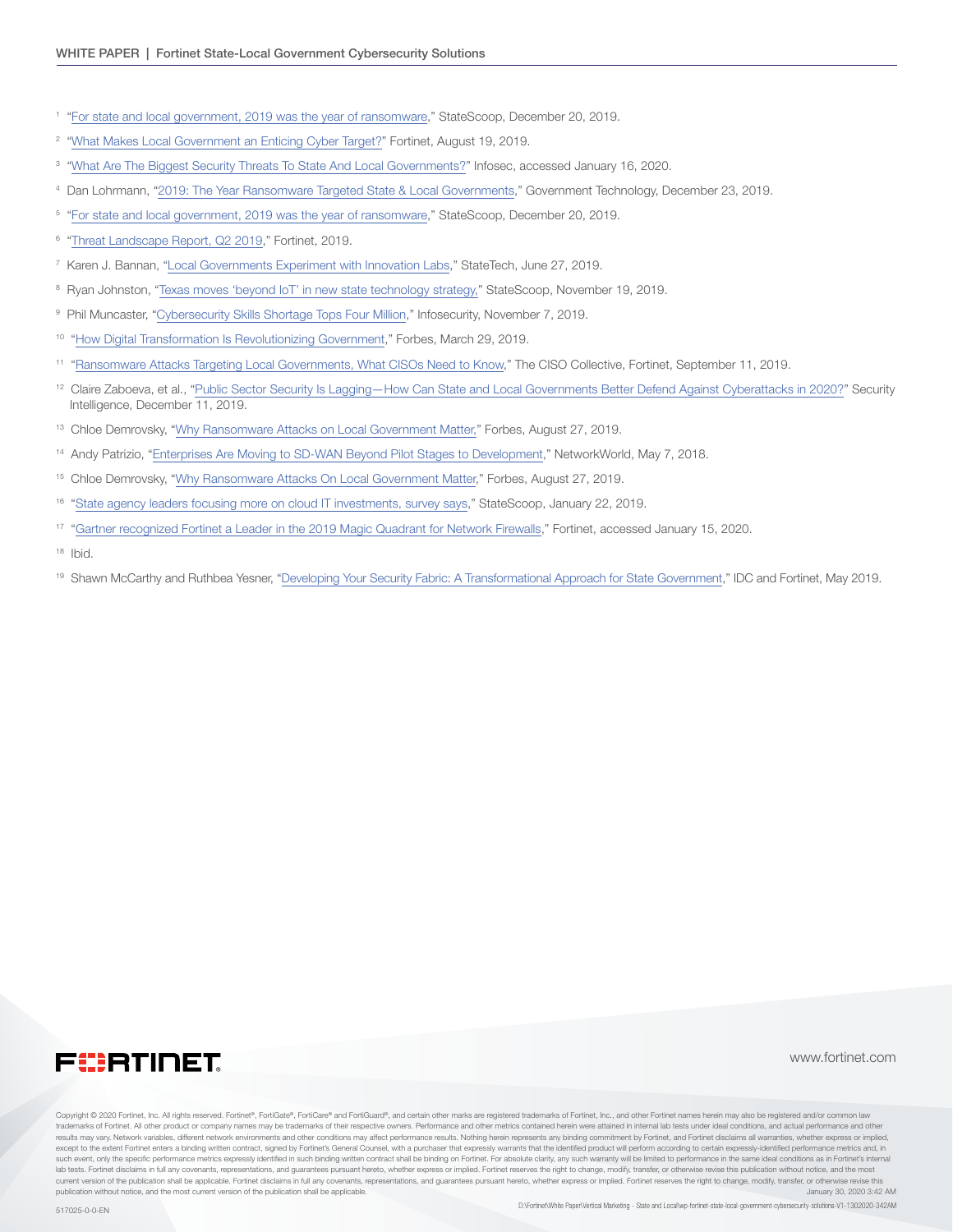1. "For state and local government, 2019 was the year of ransomware," StateScoop, December 20, 2019.
2. "What Makes Local Government an Enticing Cyber Target?" Fortinet, August 19, 2019.
3. "What Are The Biggest Security Threats To State And Local Governments?" Infosec, accessed January 16, 2020.
4. Dan Lohrmann, "2019: The Year Ransomware Targeted State & Local Governments," Government Technology, December 23, 2019.
5. "For state and local government, 2019 was the year of ransomware," StateScoop, December 20, 2019.
6. "Threat Landscape Report, Q2 2019," Fortinet, 2019.
7. Karen J. Bannan, "Local Governments Experiment with Innovation Labs," StateTech, June 27, 2019.
8. Ryan Johnston, "Texas moves 'beyond IoT' in new state technology strategy," StateScoop, November 19, 2019.
9. Phil Muncaster, "Cybersecurity Skills Shortage Tops Four Million," Infosecurity, November 7, 2019.
10. "How Digital Transformation Is Revolutionizing Government," Forbes, March 29, 2019.
11. "Ransomware Attacks Targeting Local Governments, What CISOs Need to Know," The CISO Collective, Fortinet, September 11, 2019.
12. Claire Zaboeva, et al., "Public Sector Security Is Lagging—How Can State and Local Governments Better Defend Against Cyberattacks in 2020?" Security Intelligence, December 11, 2019.
13. Chloe Demrovsky, "Why Ransomware Attacks on Local Government Matter," Forbes, August 27, 2019.
14. Andy Patrizio, "Enterprises Are Moving to SD-WAN Beyond Pilot Stages to Development," NetworkWorld, May 7, 2018.
15. Chloe Demrovsky, "Why Ransomware Attacks On Local Government Matter," Forbes, August 27, 2019.
16. "State agency leaders focusing more on cloud IT investments, survey says," StateScoop, January 22, 2019.
17. "Gartner recognized Fortinet a Leader in the 2019 Magic Quadrant for Network Firewalls," Fortinet, accessed January 15, 2020.
18. Ibid.
19. Shawn McCarthy and Ruthbea Yesner, "Developing Your Security Fabric: A Transformational Approach for State Government," IDC and Fortinet, May 2019.

www.fortinet.com

Copyright © 2020 Fortinet, Inc. All rights reserved. Fortinet®, FortiGate®, FortiCare® and FortiGuard®, and certain other marks are registered trademarks of Fortinet, Inc., and other Fortinet names herein may also be registered and/or common law trademarks of Fortinet. All other product or company names may be trademarks of their respective owners. Performance and other metrics contained herein were attained in internal lab tests under ideal conditions, and actual performance and other results may vary. Network variables, different network environments and other conditions may affect performance results. Nothing herein represents any binding commitment by Fortinet, and Fortinet disclaims all warranties, whether express or implied, except to the extent Fortinet enters a binding written contract, signed by Fortinet's General Counsel, with a purchaser that expressly warrants that the identified product will perform according to certain expressly-identified performance metrics and, in such event, only the specific performance metrics expressly identified in such binding written contract shall be binding on Fortinet. For absolute clarity, any such warranty will be limited to performance in the same ideal conditions as in Fortinet's internal lab tests. Fortinet disclaims in full any covenants, representations, and guarantees pursuant hereto, whether express or implied. Fortinet reserves the right to change, modify, transfer, or otherwise revise this publication without notice, and the most current version of the publication shall be applicable. Fortinet disclaims in full any covenants, representations, and guarantees pursuant hereto, whether express or implied. Fortinet reserves the right to change, modify, transfer, or otherwise revise this publication without notice, and the most current version of the publication shall be applicable.

January 30, 2020 3:42 AM

D:\Fortinet\White Paper\Vertical Marketing - State and Local\wp-fortinet-state-local-government-cybersecurity-solutions-V1-1302020-342AM

517025-0-0-EN